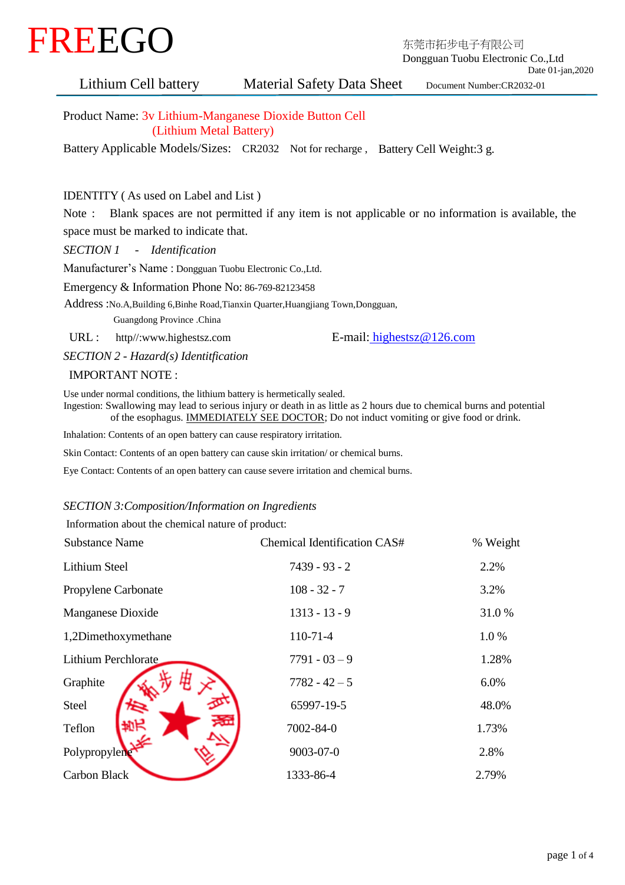# FREEGO

东莞市拓步电子有限公司
Dongguan Tuobu Electronic Co.,Ltd
Date 01-jan,2020

Lithium Cell battery  Material Safety Data Sheet  Document Number:CR2032-01

Product Name: 3v Lithium-Manganese Dioxide Button Cell
(Lithium Metal Battery)

Battery Applicable Models/Sizes: CR2032 Not for recharge , Battery Cell Weight:3 g.

IDENTITY ( As used on Label and List )

Note : Blank spaces are not permitted if any item is not applicable or no information is available, the space must be marked to indicate that.

*SECTION 1 - Identification*

Manufacturer's Name : Dongguan Tuobu Electronic Co.,Ltd.

Emergency & Information Phone No: 86-769-82123458

Address :No.A,Building 6,Binhe Road,Tianxin Quarter,Huangjiang Town,Dongguan, Guangdong Province .China

URL : http//:www.highestsz.com  E-mail: highestsz@126.com

*SECTION 2 - Hazard(s) Identtification*

IMPORTANT NOTE :

Use under normal conditions, the lithium battery is hermetically sealed.
Ingestion: Swallowing may lead to serious injury or death in as little as 2 hours due to chemical burns and potential of the esophagus. IMMEDIATELY SEE DOCTOR; Do not induct vomiting or give food or drink.

Inhalation: Contents of an open battery can cause respiratory irritation.

Skin Contact: Contents of an open battery can cause skin irritation/ or chemical burns.

Eye Contact: Contents of an open battery can cause severe irritation and chemical burns.

*SECTION 3:Composition/Information on Ingredients*

Information about the chemical nature of product:

| Substance Name | Chemical Identification CAS# | % Weight |
|---|---|---|
| Lithium Steel | 7439 - 93 - 2 | 2.2% |
| Propylene Carbonate | 108 - 32 - 7 | 3.2% |
| Manganese Dioxide | 1313 - 13 - 9 | 31.0 % |
| 1,2Dimethoxymethane | 110-71-4 | 1.0 % |
| Lithium Perchlorate | 7791 - 03 – 9 | 1.28% |
| Graphite | 7782 - 42 – 5 | 6.0% |
| Steel | 65997-19-5 | 48.0% |
| Teflon | 7002-84-0 | 1.73% |
| Polypropylene | 9003-07-0 | 2.8% |
| Carbon Black | 1333-86-4 | 2.79% |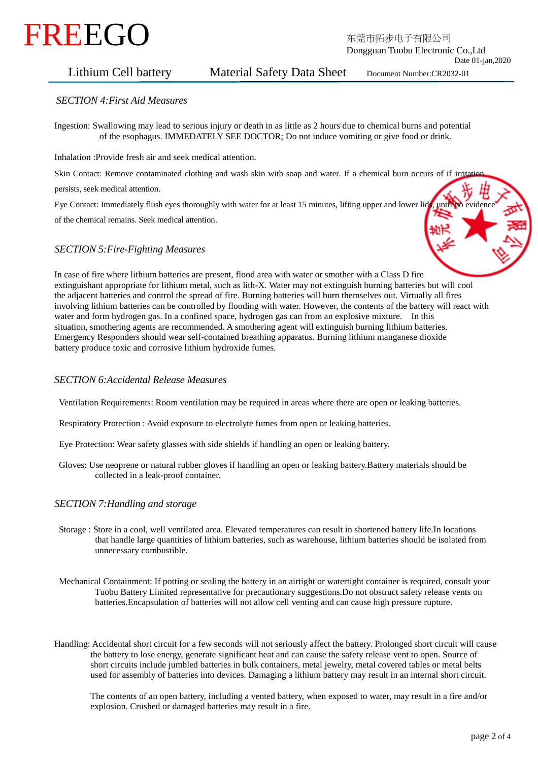## *SECTION 4:First Aid Measures*

Ingestion: Swallowing may lead to serious injury or death in as little as 2 hours due to chemical burns and potential of the esophagus. IMMEDATELY SEE DOCTOR; Do not induce vomiting or give food or drink.

Inhalation :Provide fresh air and seek medical attention.

Skin Contact: Remove contaminated clothing and wash skin with soap and water. If a chemical burn occurs of if irritation persists, seek medical attention.

Eye Contact: Immediately flush eyes thoroughly with water for at least 15 minutes, lifting upper and lower lids, until no evidence of the chemical remains. Seek medical attention.

## *SECTION 5:Fire-Fighting Measures*

In case of fire where lithium batteries are present, flood area with water or smother with a Class D fire extinguishant appropriate for lithium metal, such as lith-X. Water may not extinguish burning batteries but will cool the adjacent batteries and control the spread of fire. Burning batteries will burn themselves out. Virtually all fires involving lithium batteries can be controlled by flooding with water. However, the contents of the battery will react with water and form hydrogen gas. In a confined space, hydrogen gas can from an explosive mixture. In this situation, smothering agents are recommended. A smothering agent will extinguish burning lithium batteries. Emergency Responders should wear self-contained breathing apparatus. Burning lithium manganese dioxide battery produce toxic and corrosive lithium hydroxide fumes.

## *SECTION 6:Accidental Release Measures*

Ventilation Requirements: Room ventilation may be required in areas where there are open or leaking batteries.

Respiratory Protection : Avoid exposure to electrolyte fumes from open or leaking batteries.

Eye Protection: Wear safety glasses with side shields if handling an open or leaking battery.

Gloves: Use neoprene or natural rubber gloves if handling an open or leaking battery.Battery materials should be collected in a leak-proof container.

## *SECTION 7:Handling and storage*

Storage : Store in a cool, well ventilated area. Elevated temperatures can result in shortened battery life.In locations that handle large quantities of lithium batteries, such as warehouse, lithium batteries should be isolated from unnecessary combustible.

Mechanical Containment: If potting or sealing the battery in an airtight or watertight container is required, consult your Tuobu Battery Limited representative for precautionary suggestions.Do not obstruct safety release vents on batteries.Encapsulation of batteries will not allow cell venting and can cause high pressure rupture.

Handling: Accidental short circuit for a few seconds will not seriously affect the battery. Prolonged short circuit will cause the battery to lose energy, generate significant heat and can cause the safety release vent to open. Source of short circuits include jumbled batteries in bulk containers, metal jewelry, metal covered tables or metal belts used for assembly of batteries into devices. Damaging a lithium battery may result in an internal short circuit.

The contents of an open battery, including a vented battery, when exposed to water, may result in a fire and/or explosion. Crushed or damaged batteries may result in a fire.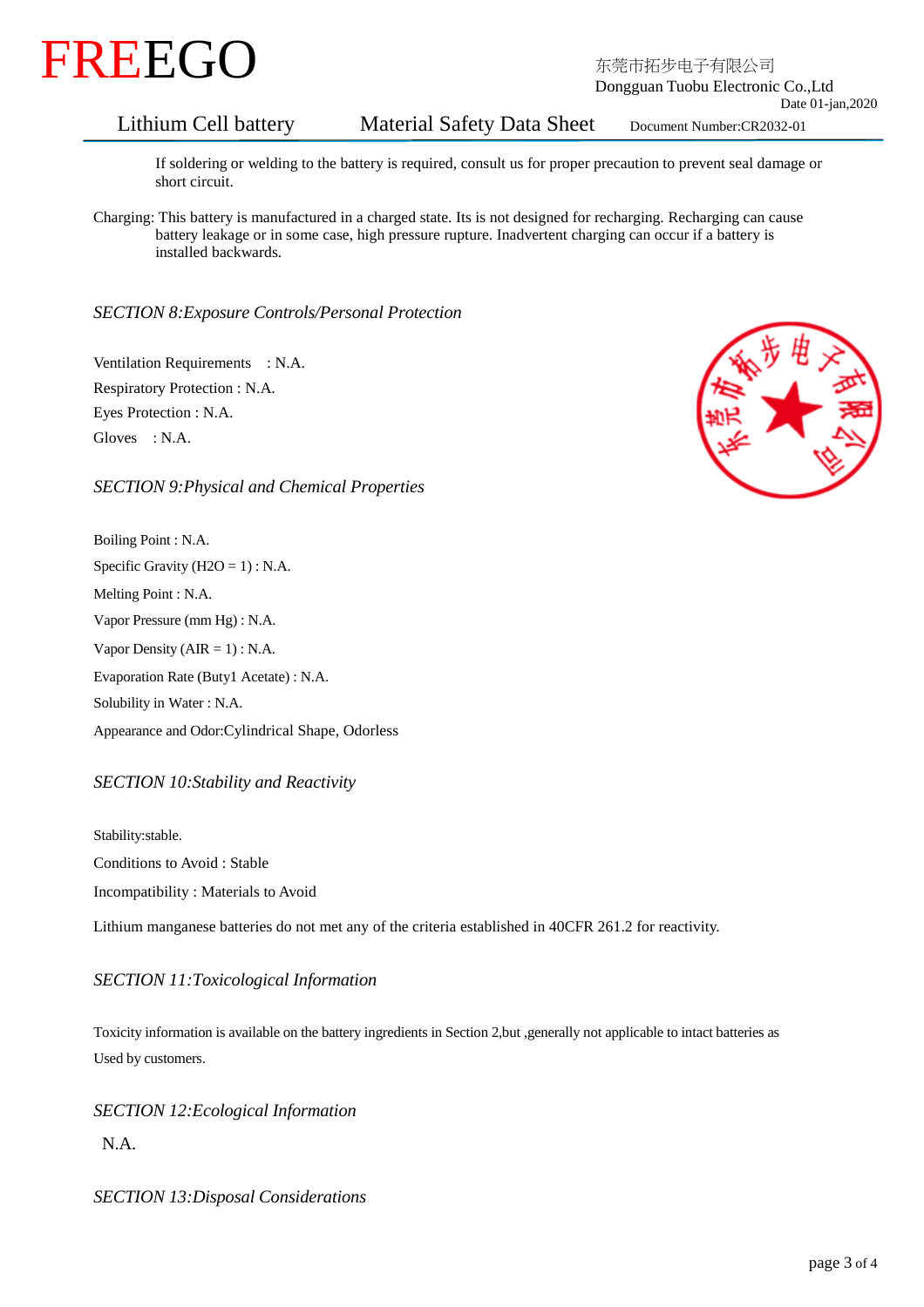If soldering or welding to the battery is required, consult us for proper precaution to prevent seal damage or short circuit.

Charging: This battery is manufactured in a charged state. Its is not designed for recharging. Recharging can cause battery leakage or in some case, high pressure rupture. Inadvertent charging can occur if a battery is installed backwards.

### *SECTION 8:Exposure Controls/Personal Protection*

Ventilation Requirements : N.A.
Respiratory Protection : N.A.
Eyes Protection : N.A.
Gloves : N.A.

### *SECTION 9:Physical and Chemical Properties*

Boiling Point : N.A.
Specific Gravity ($H_2O$ = 1) : N.A.
Melting Point : N.A.
Vapor Pressure (mm Hg) : N.A.
Vapor Density (AIR = 1) : N.A.
Evaporation Rate (Buty1 Acetate) : N.A.
Solubility in Water : N.A.
Appearance and Odor:Cylindrical Shape, Odorless

### *SECTION 10:Stability and Reactivity*

Stability:stable.
Conditions to Avoid : Stable
Incompatibility : Materials to Avoid

Lithium manganese batteries do not met any of the criteria established in 40CFR 261.2 for reactivity.

### *SECTION 11:Toxicological Information*

Toxicity information is available on the battery ingredients in Section 2,but ,generally not applicable to intact batteries as Used by customers.

### *SECTION 12:Ecological Information*

N.A.

### *SECTION 13:Disposal Considerations*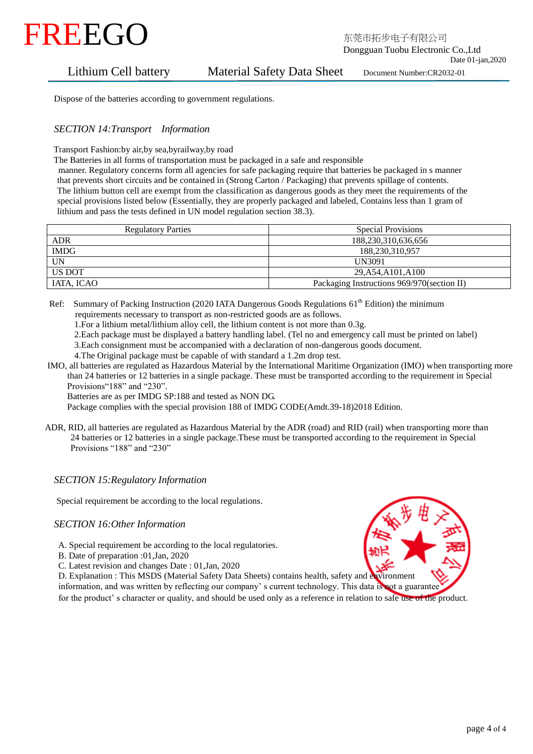Dispose of the batteries according to government regulations.

## *SECTION 14:Transport Information*

Transport Fashion:by air,by sea,byrailway,by road

The Batteries in all forms of transportation must be packaged in a safe and responsible manner. Regulatory concerns form all agencies for safe packaging require that batteries be packaged in s manner that prevents short circuits and be contained in (Strong Carton / Packaging) that prevents spillage of contents. The lithium button cell are exempt from the classification as dangerous goods as they meet the requirements of the special provisions listed below (Essentially, they are properly packaged and labeled, Contains less than 1 gram of lithium and pass the tests defined in UN model regulation section 38.3).

| Regulatory Parties | Special Provisions |
| --- | --- |
| ADR | 188,230,310,636,656 |
| IMDG | 188,230,310,957 |
| UN | UN3091 |
| US DOT | 29,A54,A101,A100 |
| IATA, ICAO | Packaging Instructions 969/970(section II) |

Ref: Summary of Packing Instruction (2020 IATA Dangerous Goods Regulations 61th Edition) the minimum requirements necessary to transport as non-restricted goods are as follows.

1.For a lithium metal/lithium alloy cell, the lithium content is not more than 0.3g.

2.Each package must be displayed a battery handling label. (Tel no and emergency call must be printed on label)

3.Each consignment must be accompanied with a declaration of non-dangerous goods document.

4.The Original package must be capable of with standard a 1.2m drop test.

IMO, all batteries are regulated as Hazardous Material by the International Maritime Organization (IMO) when transporting more than 24 batteries or 12 batteries in a single package. These must be transported according to the requirement in Special Provisions"188" and "230".

Batteries are as per IMDG SP:188 and tested as NON DG.

Package complies with the special provision 188 of IMDG CODE(Amdt.39-18)2018 Edition.

ADR, RID, all batteries are regulated as Hazardous Material by the ADR (road) and RID (rail) when transporting more than 24 batteries or 12 batteries in a single package.These must be transported according to the requirement in Special Provisions "188" and "230"

## *SECTION 15:Regulatory Information*

Special requirement be according to the local regulations.

## *SECTION 16:Other Information*

A. Special requirement be according to the local regulatories.

B. Date of preparation :01,Jan, 2020

C. Latest revision and changes Date : 01,Jan, 2020

D. Explanation : This MSDS (Material Safety Data Sheets) contains health, safety and environment information, and was written by reflecting our company' s current technology. This data is not a guarantee for the product' s character or quality, and should be used only as a reference in relation to safe use of the product.